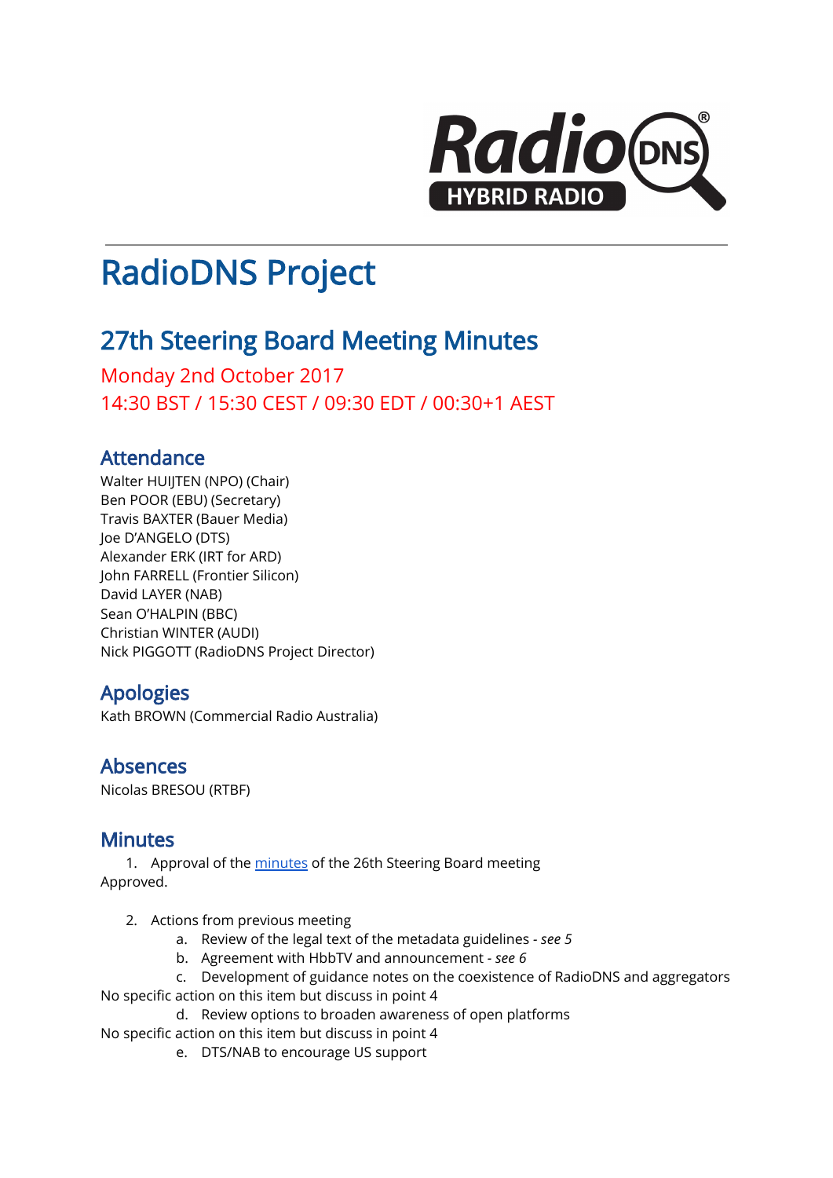# RadioDNS Project

## 27th Steering Board Meeting Minutes

Monday 2nd October 2017
14:30 BST / 15:30 CEST / 09:30 EDT / 00:30+1 AEST

### Attendance

Walter HUIJTEN (NPO) (Chair)
Ben POOR (EBU) (Secretary)
Travis BAXTER (Bauer Media)
Joe D'ANGELO (DTS)
Alexander ERK (IRT for ARD)
John FARRELL (Frontier Silicon)
David LAYER (NAB)
Sean O'HALPIN (BBC)
Christian WINTER (AUDI)
Nick PIGGOTT (RadioDNS Project Director)

### Apologies

Kath BROWN (Commercial Radio Australia)

### Absences

Nicolas BRESOU (RTBF)

### Minutes

1. Approval of the minutes of the 26th Steering Board meeting

Approved.

2. Actions from previous meeting
   a. Review of the legal text of the metadata guidelines - *see 5*
   b. Agreement with HbbTV and announcement - *see 6*
   c. Development of guidance notes on the coexistence of RadioDNS and aggregators

No specific action on this item but discuss in point 4

   d. Review options to broaden awareness of open platforms

No specific action on this item but discuss in point 4

   e. DTS/NAB to encourage US support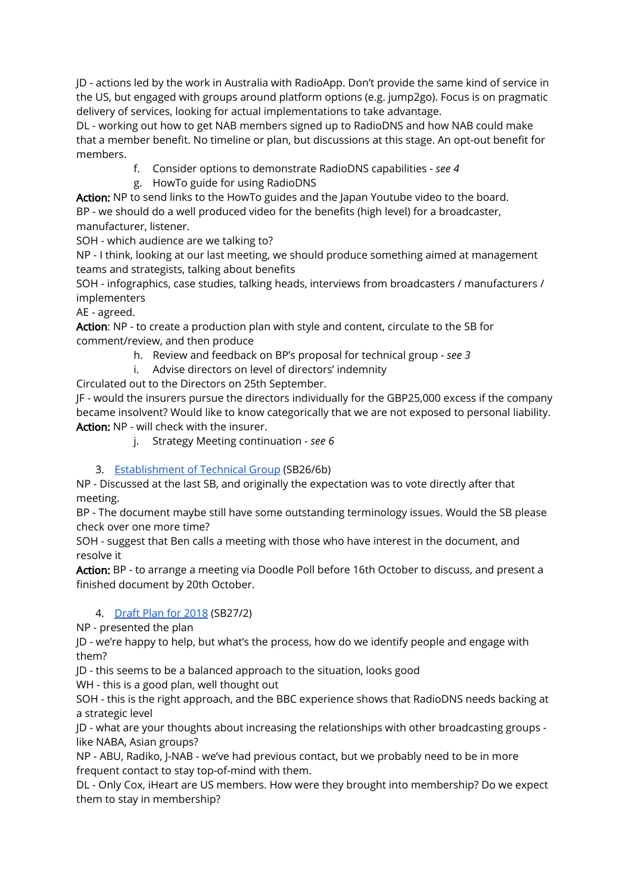JD - actions led by the work in Australia with RadioApp. Don't provide the same kind of service in the US, but engaged with groups around platform options (e.g. jump2go). Focus is on pragmatic delivery of services, looking for actual implementations to take advantage.

DL - working out how to get NAB members signed up to RadioDNS and how NAB could make that a member benefit. No timeline or plan, but discussions at this stage. An opt-out benefit for members.

f. Consider options to demonstrate RadioDNS capabilities - *see 4*
g. HowTo guide for using RadioDNS

**Action:** NP to send links to the HowTo guides and the Japan Youtube video to the board.

BP - we should do a well produced video for the benefits (high level) for a broadcaster, manufacturer, listener.

SOH - which audience are we talking to?

NP - I think, looking at our last meeting, we should produce something aimed at management teams and strategists, talking about benefits

SOH - infographics, case studies, talking heads, interviews from broadcasters / manufacturers / implementers

AE - agreed.

**Action**: NP - to create a production plan with style and content, circulate to the SB for comment/review, and then produce

h. Review and feedback on BP's proposal for technical group - *see 3*
i. Advise directors on level of directors' indemnity

Circulated out to the Directors on 25th September.

JF - would the insurers pursue the directors individually for the GBP25,000 excess if the company became insolvent? Would like to know categorically that we are not exposed to personal liability.

**Action:** NP - will check with the insurer.

j. Strategy Meeting continuation - *see 6*

3. Establishment of Technical Group (SB26/6b)

NP - Discussed at the last SB, and originally the expectation was to vote directly after that meeting.

BP - The document maybe still have some outstanding terminology issues. Would the SB please check over one more time?

SOH - suggest that Ben calls a meeting with those who have interest in the document, and resolve it

**Action:** BP - to arrange a meeting via Doodle Poll before 16th October to discuss, and present a finished document by 20th October.

4. Draft Plan for 2018 (SB27/2)

NP - presented the plan

JD - we're happy to help, but what's the process, how do we identify people and engage with them?

JD - this seems to be a balanced approach to the situation, looks good

WH - this is a good plan, well thought out

SOH - this is the right approach, and the BBC experience shows that RadioDNS needs backing at a strategic level

JD - what are your thoughts about increasing the relationships with other broadcasting groups - like NABA, Asian groups?

NP - ABU, Radiko, J-NAB - we've had previous contact, but we probably need to be in more frequent contact to stay top-of-mind with them.

DL - Only Cox, iHeart are US members. How were they brought into membership? Do we expect them to stay in membership?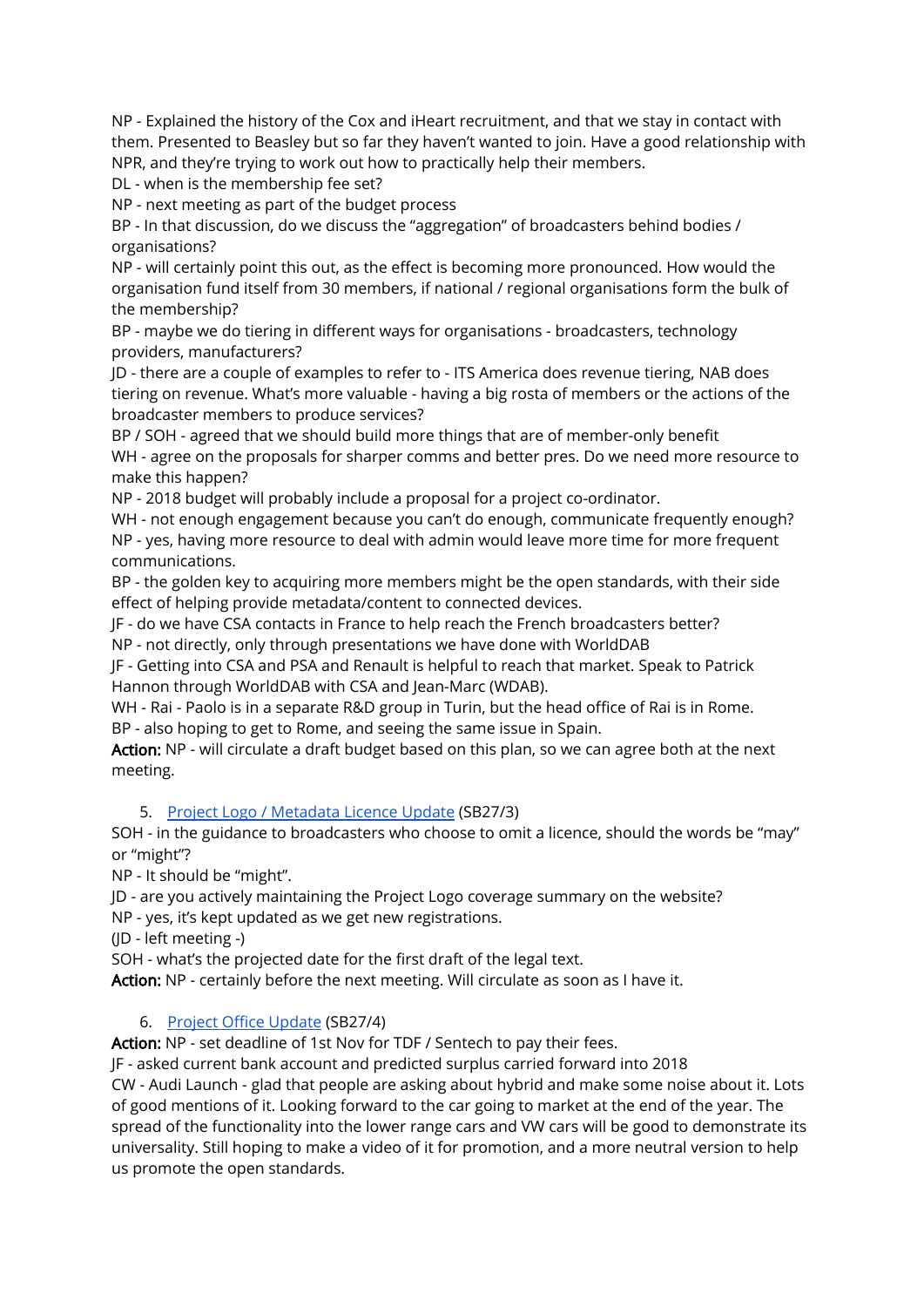NP - Explained the history of the Cox and iHeart recruitment, and that we stay in contact with them. Presented to Beasley but so far they haven't wanted to join. Have a good relationship with NPR, and they're trying to work out how to practically help their members.

DL - when is the membership fee set?

NP - next meeting as part of the budget process

BP - In that discussion, do we discuss the "aggregation" of broadcasters behind bodies / organisations?

NP - will certainly point this out, as the effect is becoming more pronounced. How would the organisation fund itself from 30 members, if national / regional organisations form the bulk of the membership?

BP - maybe we do tiering in different ways for organisations - broadcasters, technology providers, manufacturers?

JD - there are a couple of examples to refer to - ITS America does revenue tiering, NAB does tiering on revenue. What's more valuable - having a big rosta of members or the actions of the broadcaster members to produce services?

BP / SOH - agreed that we should build more things that are of member-only benefit

WH - agree on the proposals for sharper comms and better pres. Do we need more resource to make this happen?

NP - 2018 budget will probably include a proposal for a project co-ordinator.

WH - not enough engagement because you can't do enough, communicate frequently enough?

NP - yes, having more resource to deal with admin would leave more time for more frequent communications.

BP - the golden key to acquiring more members might be the open standards, with their side effect of helping provide metadata/content to connected devices.

JF - do we have CSA contacts in France to help reach the French broadcasters better?

NP - not directly, only through presentations we have done with WorldDAB

JF - Getting into CSA and PSA and Renault is helpful to reach that market. Speak to Patrick Hannon through WorldDAB with CSA and Jean-Marc (WDAB).

WH - Rai - Paolo is in a separate R&D group in Turin, but the head office of Rai is in Rome.

BP - also hoping to get to Rome, and seeing the same issue in Spain.

**Action:** NP - will circulate a draft budget based on this plan, so we can agree both at the next meeting.

5. Project Logo / Metadata Licence Update (SB27/3)

SOH - in the guidance to broadcasters who choose to omit a licence, should the words be "may" or "might"?

NP - It should be "might".

JD - are you actively maintaining the Project Logo coverage summary on the website?

NP - yes, it's kept updated as we get new registrations.

(JD - left meeting -)

SOH - what's the projected date for the first draft of the legal text.

**Action:** NP - certainly before the next meeting. Will circulate as soon as I have it.

6. Project Office Update (SB27/4)

**Action:** NP - set deadline of 1st Nov for TDF / Sentech to pay their fees.

JF - asked current bank account and predicted surplus carried forward into 2018

CW - Audi Launch - glad that people are asking about hybrid and make some noise about it. Lots of good mentions of it. Looking forward to the car going to market at the end of the year. The spread of the functionality into the lower range cars and VW cars will be good to demonstrate its universality. Still hoping to make a video of it for promotion, and a more neutral version to help us promote the open standards.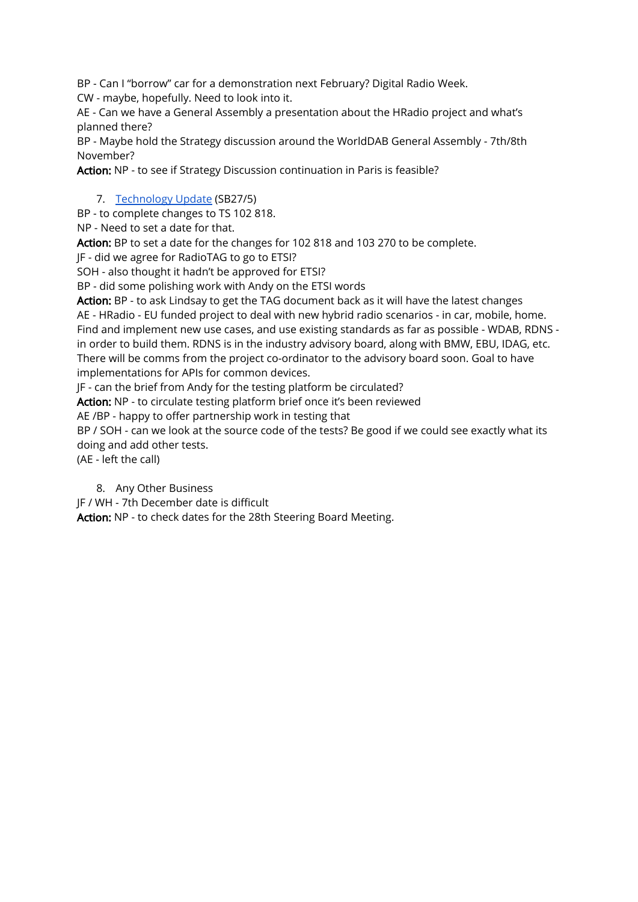BP - Can I "borrow" car for a demonstration next February? Digital Radio Week.
CW - maybe, hopefully. Need to look into it.
AE - Can we have a General Assembly a presentation about the HRadio project and what's planned there?
BP - Maybe hold the Strategy discussion around the WorldDAB General Assembly - 7th/8th November?
**Action:** NP - to see if Strategy Discussion continuation in Paris is feasible?

7. Technology Update (SB27/5)

BP - to complete changes to TS 102 818.
NP - Need to set a date for that.
**Action:** BP to set a date for the changes for 102 818 and 103 270 to be complete.
JF - did we agree for RadioTAG to go to ETSI?
SOH - also thought it hadn't be approved for ETSI?
BP - did some polishing work with Andy on the ETSI words
**Action:** BP - to ask Lindsay to get the TAG document back as it will have the latest changes
AE - HRadio - EU funded project to deal with new hybrid radio scenarios - in car, mobile, home. Find and implement new use cases, and use existing standards as far as possible - WDAB, RDNS - in order to build them. RDNS is in the industry advisory board, along with BMW, EBU, IDAG, etc. There will be comms from the project co-ordinator to the advisory board soon. Goal to have implementations for APIs for common devices.
JF - can the brief from Andy for the testing platform be circulated?
**Action:** NP - to circulate testing platform brief once it's been reviewed
AE /BP - happy to offer partnership work in testing that
BP / SOH - can we look at the source code of the tests? Be good if we could see exactly what its doing and add other tests.
(AE - left the call)

8. Any Other Business

JF / WH - 7th December date is difficult
**Action:** NP - to check dates for the 28th Steering Board Meeting.